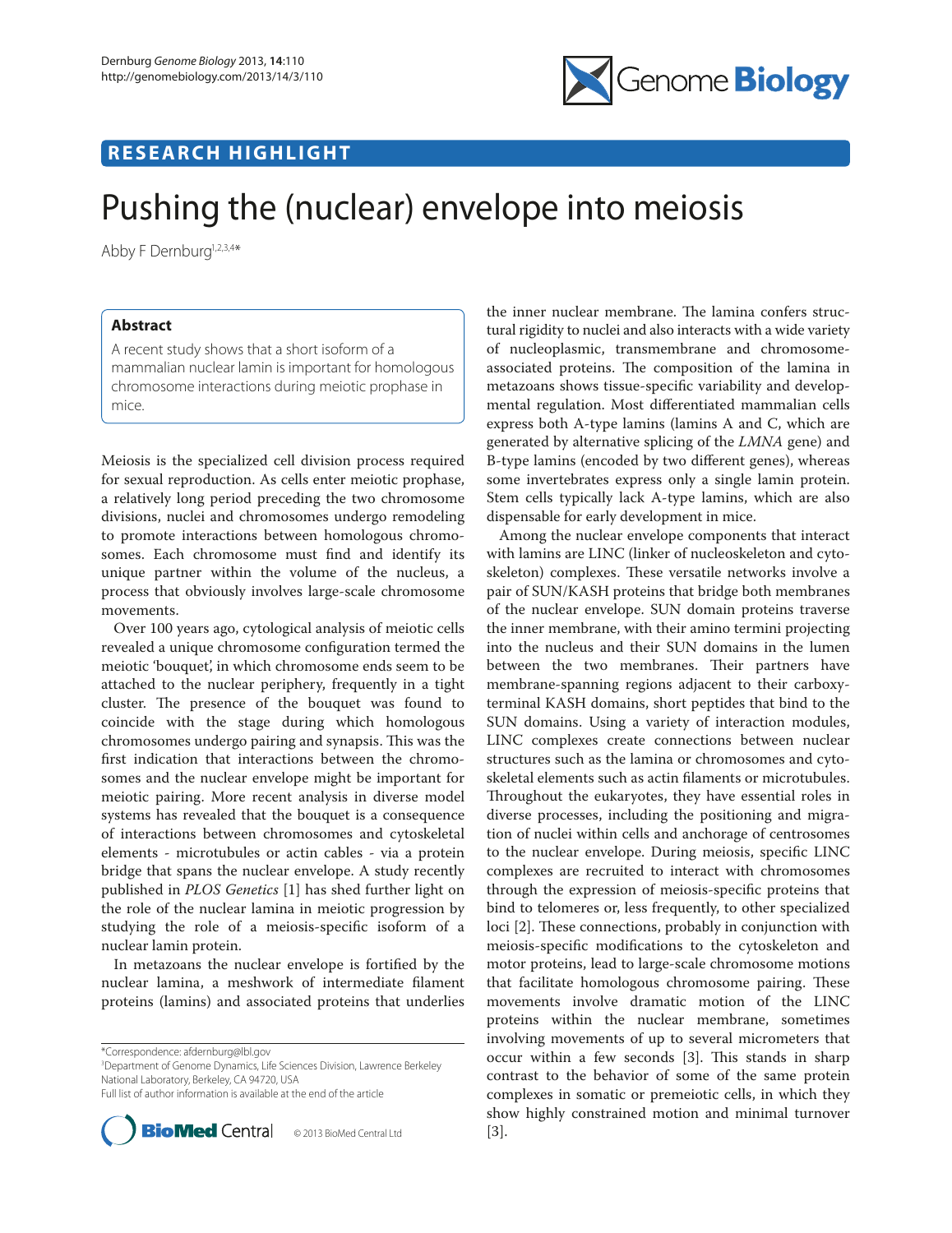RESEARCH HIGHLIGHT

# Pushing the (nuclear) envelope into meiosis

Abby F Dernburg[1,2,3,4]*

## Abstract

A recent study shows that a short isoform of a mammalian nuclear lamin is important for homologous chromosome interactions during meiotic prophase in mice.

Meiosis is the specialized cell division process required for sexual reproduction. As cells enter meiotic prophase, a relatively long period preceding the two chromosome divisions, nuclei and chromosomes undergo remodeling to promote interactions between homologous chromosomes. Each chromosome must find and identify its unique partner within the volume of the nucleus, a process that obviously involves large-scale chromosome movements.

Over 100 years ago, cytological analysis of meiotic cells revealed a unique chromosome configuration termed the meiotic 'bouquet', in which chromosome ends seem to be attached to the nuclear periphery, frequently in a tight cluster. The presence of the bouquet was found to coincide with the stage during which homologous chromosomes undergo pairing and synapsis. This was the first indication that interactions between the chromosomes and the nuclear envelope might be important for meiotic pairing. More recent analysis in diverse model systems has revealed that the bouquet is a consequence of interactions between chromosomes and cytoskeletal elements - microtubules or actin cables - via a protein bridge that spans the nuclear envelope. A study recently published in *PLOS Genetics* [1] has shed further light on the role of the nuclear lamina in meiotic progression by studying the role of a meiosis-specific isoform of a nuclear lamin protein.

In metazoans the nuclear envelope is fortified by the nuclear lamina, a meshwork of intermediate filament proteins (lamins) and associated proteins that underlies the inner nuclear membrane. The lamina confers structural rigidity to nuclei and also interacts with a wide variety of nucleoplasmic, transmembrane and chromosome-associated proteins. The composition of the lamina in metazoans shows tissue-specific variability and developmental regulation. Most differentiated mammalian cells express both A-type lamins (lamins A and C, which are generated by alternative splicing of the *LMNA* gene) and B-type lamins (encoded by two different genes), whereas some invertebrates express only a single lamin protein. Stem cells typically lack A-type lamins, which are also dispensable for early development in mice.

Among the nuclear envelope components that interact with lamins are LINC (linker of nucleoskeleton and cytoskeleton) complexes. These versatile networks involve a pair of SUN/KASH proteins that bridge both membranes of the nuclear envelope. SUN domain proteins traverse the inner membrane, with their amino termini projecting into the nucleus and their SUN domains in the lumen between the two membranes. Their partners have membrane-spanning regions adjacent to their carboxy-terminal KASH domains, short peptides that bind to the SUN domains. Using a variety of interaction modules, LINC complexes create connections between nuclear structures such as the lamina or chromosomes and cytoskeletal elements such as actin filaments or microtubules. Throughout the eukaryotes, they have essential roles in diverse processes, including the positioning and migration of nuclei within cells and anchorage of centrosomes to the nuclear envelope. During meiosis, specific LINC complexes are recruited to interact with chromosomes through the expression of meiosis-specific proteins that bind to telomeres or, less frequently, to other specialized loci [2]. These connections, probably in conjunction with meiosis-specific modifications to the cytoskeleton and motor proteins, lead to large-scale chromosome motions that facilitate homologous chromosome pairing. These movements involve dramatic motion of the LINC proteins within the nuclear membrane, sometimes involving movements of up to several micrometers that occur within a few seconds [3]. This stands in sharp contrast to the behavior of some of the same protein complexes in somatic or premeiotic cells, in which they show highly constrained motion and minimal turnover [3].

*Correspondence: afdernburg@lbl.gov
[3]Department of Genome Dynamics, Life Sciences Division, Lawrence Berkeley National Laboratory, Berkeley, CA 94720, USA
Full list of author information is available at the end of the article

© 2013 BioMed Central Ltd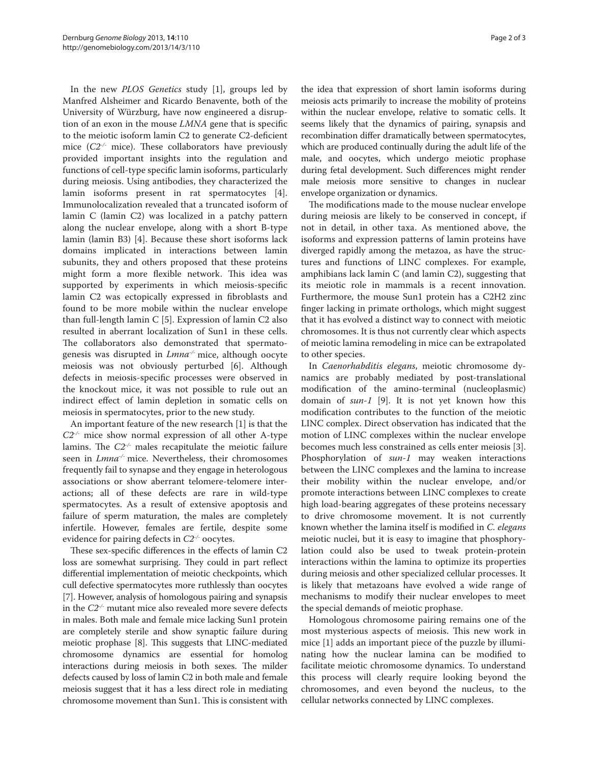In the new *PLOS Genetics* study [1], groups led by Manfred Alsheimer and Ricardo Benavente, both of the University of Würzburg, have now engineered a disruption of an exon in the mouse *LMNA* gene that is specific to the meiotic isoform lamin C2 to generate C2-deficient mice ($C2^{-/-}$ mice). These collaborators have previously provided important insights into the regulation and functions of cell-type specific lamin isoforms, particularly during meiosis. Using antibodies, they characterized the lamin isoforms present in rat spermatocytes [4]. Immunolocalization revealed that a truncated isoform of lamin C (lamin C2) was localized in a patchy pattern along the nuclear envelope, along with a short B-type lamin (lamin B3) [4]. Because these short isoforms lack domains implicated in interactions between lamin subunits, they and others proposed that these proteins might form a more flexible network. This idea was supported by experiments in which meiosis-specific lamin C2 was ectopically expressed in fibroblasts and found to be more mobile within the nuclear envelope than full-length lamin C [5]. Expression of lamin C2 also resulted in aberrant localization of Sun1 in these cells. The collaborators also demonstrated that spermatogenesis was disrupted in *Lmna*$^{-/-}$ mice, although oocyte meiosis was not obviously perturbed [6]. Although defects in meiosis-specific processes were observed in the knockout mice, it was not possible to rule out an indirect effect of lamin depletion in somatic cells on meiosis in spermatocytes, prior to the new study.

An important feature of the new research [1] is that the $C2^{-/-}$ mice show normal expression of all other A-type lamins. The $C2^{-/-}$ males recapitulate the meiotic failure seen in *Lmna*$^{-/-}$ mice. Nevertheless, their chromosomes frequently fail to synapse and they engage in heterologous associations or show aberrant telomere-telomere interactions; all of these defects are rare in wild-type spermatocytes. As a result of extensive apoptosis and failure of sperm maturation, the males are completely infertile. However, females are fertile, despite some evidence for pairing defects in $C2^{-/-}$ oocytes.

These sex-specific differences in the effects of lamin C2 loss are somewhat surprising. They could in part reflect differential implementation of meiotic checkpoints, which cull defective spermatocytes more ruthlessly than oocytes [7]. However, analysis of homologous pairing and synapsis in the $C2^{-/-}$ mutant mice also revealed more severe defects in males. Both male and female mice lacking Sun1 protein are completely sterile and show synaptic failure during meiotic prophase [8]. This suggests that LINC-mediated chromosome dynamics are essential for homolog interactions during meiosis in both sexes. The milder defects caused by loss of lamin C2 in both male and female meiosis suggest that it has a less direct role in mediating chromosome movement than Sun1. This is consistent with the idea that expression of short lamin isoforms during meiosis acts primarily to increase the mobility of proteins within the nuclear envelope, relative to somatic cells. It seems likely that the dynamics of pairing, synapsis and recombination differ dramatically between spermatocytes, which are produced continually during the adult life of the male, and oocytes, which undergo meiotic prophase during fetal development. Such differences might render male meiosis more sensitive to changes in nuclear envelope organization or dynamics.

The modifications made to the mouse nuclear envelope during meiosis are likely to be conserved in concept, if not in detail, in other taxa. As mentioned above, the isoforms and expression patterns of lamin proteins have diverged rapidly among the metazoa, as have the structures and functions of LINC complexes. For example, amphibians lack lamin C (and lamin C2), suggesting that its meiotic role in mammals is a recent innovation. Furthermore, the mouse Sun1 protein has a C2H2 zinc finger lacking in primate orthologs, which might suggest that it has evolved a distinct way to connect with meiotic chromosomes. It is thus not currently clear which aspects of meiotic lamina remodeling in mice can be extrapolated to other species.

In *Caenorhabditis elegans*, meiotic chromosome dynamics are probably mediated by post-translational modification of the amino-terminal (nucleoplasmic) domain of *sun-1* [9]. It is not yet known how this modification contributes to the function of the meiotic LINC complex. Direct observation has indicated that the motion of LINC complexes within the nuclear envelope becomes much less constrained as cells enter meiosis [3]. Phosphorylation of *sun-1* may weaken interactions between the LINC complexes and the lamina to increase their mobility within the nuclear envelope, and/or promote interactions between LINC complexes to create high load-bearing aggregates of these proteins necessary to drive chromosome movement. It is not currently known whether the lamina itself is modified in *C. elegans* meiotic nuclei, but it is easy to imagine that phosphorylation could also be used to tweak protein-protein interactions within the lamina to optimize its properties during meiosis and other specialized cellular processes. It is likely that metazoans have evolved a wide range of mechanisms to modify their nuclear envelopes to meet the special demands of meiotic prophase.

Homologous chromosome pairing remains one of the most mysterious aspects of meiosis. This new work in mice [1] adds an important piece of the puzzle by illuminating how the nuclear lamina can be modified to facilitate meiotic chromosome dynamics. To understand this process will clearly require looking beyond the chromosomes, and even beyond the nucleus, to the cellular networks connected by LINC complexes.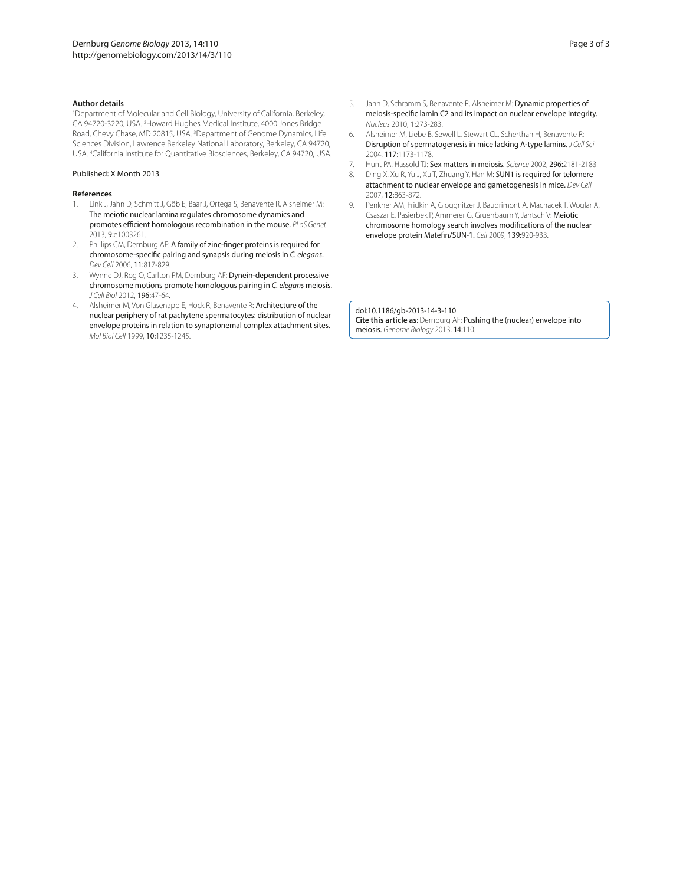### Author details

[1]Department of Molecular and Cell Biology, University of California, Berkeley, CA 94720-3220, USA. [2]Howard Hughes Medical Institute, 4000 Jones Bridge Road, Chevy Chase, MD 20815, USA. [3]Department of Genome Dynamics, Life Sciences Division, Lawrence Berkeley National Laboratory, Berkeley, CA 94720, USA. [4]California Institute for Quantitative Biosciences, Berkeley, CA 94720, USA.

Published: X Month 2013

### References

1. Link J, Jahn D, Schmitt J, Göb E, Baar J, Ortega S, Benavente R, Alsheimer M: **The meiotic nuclear lamina regulates chromosome dynamics and promotes efficient homologous recombination in the mouse.** *PLoS Genet* 2013, **9:**e1003261.
2. Phillips CM, Dernburg AF: **A family of zinc-finger proteins is required for chromosome-specific pairing and synapsis during meiosis in *C. elegans*.** *Dev Cell* 2006, **11:**817-829.
3. Wynne DJ, Rog O, Carlton PM, Dernburg AF: **Dynein-dependent processive chromosome motions promote homologous pairing in *C. elegans* meiosis.** *J Cell Biol* 2012, **196:**47-64.
4. Alsheimer M, Von Glasenapp E, Hock R, Benavente R: **Architecture of the nuclear periphery of rat pachytene spermatocytes: distribution of nuclear envelope proteins in relation to synaptonemal complex attachment sites.** *Mol Biol Cell* 1999, **10:**1235-1245.
5. Jahn D, Schramm S, Benavente R, Alsheimer M: **Dynamic properties of meiosis-specific lamin C2 and its impact on nuclear envelope integrity.** *Nucleus* 2010, **1:**273-283.
6. Alsheimer M, Liebe B, Sewell L, Stewart CL, Scherthan H, Benavente R: **Disruption of spermatogenesis in mice lacking A-type lamins.** *J Cell Sci* 2004, **117:**1173-1178.
7. Hunt PA, Hassold TJ: **Sex matters in meiosis.** *Science* 2002, **296:**2181-2183.
8. Ding X, Xu R, Yu J, Xu T, Zhuang Y, Han M: **SUN1 is required for telomere attachment to nuclear envelope and gametogenesis in mice.** *Dev Cell* 2007, **12:**863-872.
9. Penkner AM, Fridkin A, Gloggnitzer J, Baudrimont A, Machacek T, Woglar A, Csaszar E, Pasierbek P, Ammerer G, Gruenbaum Y, Jantsch V: **Meiotic chromosome homology search involves modifications of the nuclear envelope protein Matefin/SUN-1.** *Cell* 2009, **139:**920-933.

doi:10.1186/gb-2013-14-3-110
**Cite this article as**: Dernburg AF: **Pushing the (nuclear) envelope into meiosis.** *Genome Biology* 2013, **14:**110.